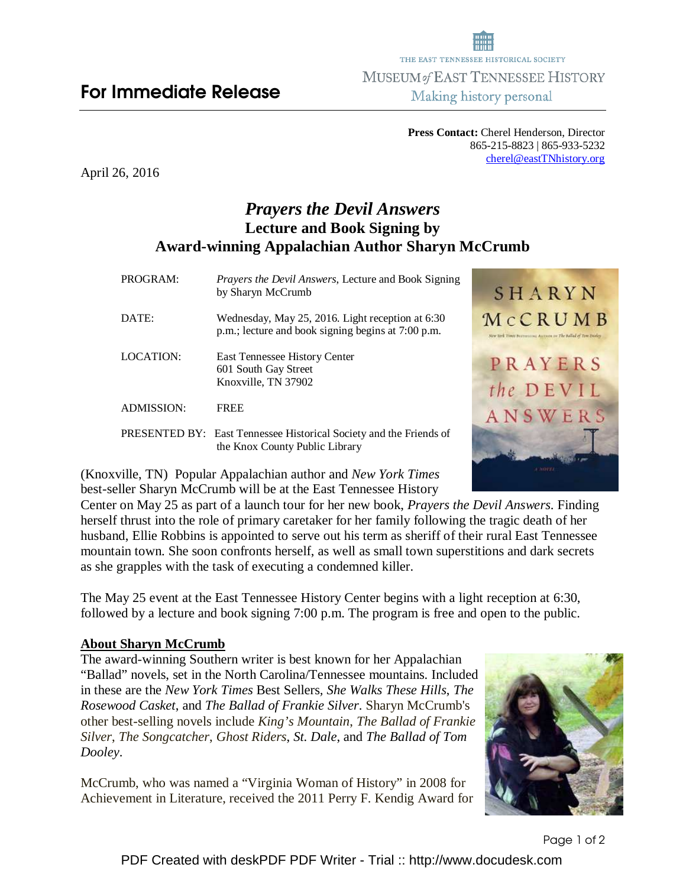THE EAST TENNESSEE HISTORICAL SOCIETY

MUSEUM *of* EAST TENNESSEE HISTORY

Making history personal

## For Immediate Release

**Press Contact:** Cherel Henderson, Director
865-215-8823 | 865-933-5232
cherel@eastTNhistory.org

April 26, 2016

# *Prayers the Devil Answers*
## Lecture and Book Signing by Award-winning Appalachian Author Sharyn McCrumb

| | |
|---|---|
| PROGRAM: | *Prayers the Devil Answers*, Lecture and Book Signing by Sharyn McCrumb |
| DATE: | Wednesday, May 25, 2016. Light reception at 6:30 p.m.; lecture and book signing begins at 7:00 p.m. |
| LOCATION: | East Tennessee History Center<br>601 South Gay Street<br>Knoxville, TN 37902 |
| ADMISSION: | FREE |
| PRESENTED BY: | East Tennessee Historical Society and the Friends of the Knox County Public Library |

(Knoxville, TN) Popular Appalachian author and *New York Times* best-seller Sharyn McCrumb will be at the East Tennessee History Center on May 25 as part of a launch tour for her new book, *Prayers the Devil Answers*. Finding herself thrust into the role of primary caretaker for her family following the tragic death of her husband, Ellie Robbins is appointed to serve out his term as sheriff of their rural East Tennessee mountain town. She soon confronts herself, as well as small town superstitions and dark secrets as she grapples with the task of executing a condemned killer.

The May 25 event at the East Tennessee History Center begins with a light reception at 6:30, followed by a lecture and book signing 7:00 p.m. The program is free and open to the public.

**About Sharyn McCrumb**

The award-winning Southern writer is best known for her Appalachian "Ballad" novels, set in the North Carolina/Tennessee mountains. Included in these are the *New York Times* Best Sellers, *She Walks These Hills*, *The Rosewood Casket*, and *The Ballad of Frankie Silver*. Sharyn McCrumb's other best-selling novels include *King's Mountain*, *The Ballad of Frankie Silver*, *The Songcatcher*, *Ghost Riders*, *St. Dale*, and *The Ballad of Tom Dooley*.

McCrumb, who was named a "Virginia Woman of History" in 2008 for Achievement in Literature, received the 2011 Perry F. Kendig Award for

PDF Created with deskPDF PDF Writer - Trial :: http://www.docudesk.com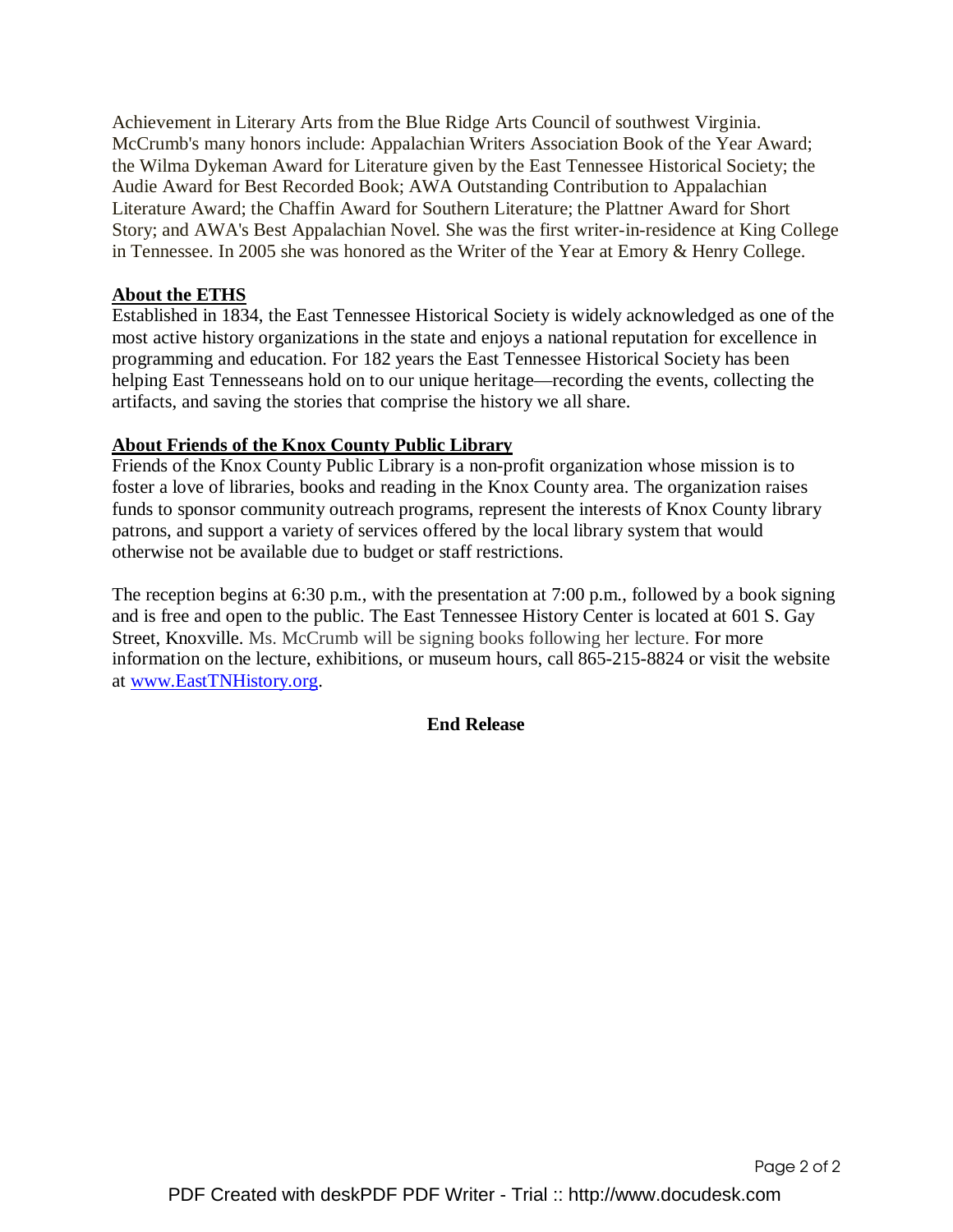Achievement in Literary Arts from the Blue Ridge Arts Council of southwest Virginia. McCrumb's many honors include: Appalachian Writers Association Book of the Year Award; the Wilma Dykeman Award for Literature given by the East Tennessee Historical Society; the Audie Award for Best Recorded Book; AWA Outstanding Contribution to Appalachian Literature Award; the Chaffin Award for Southern Literature; the Plattner Award for Short Story; and AWA's Best Appalachian Novel. She was the first writer-in-residence at King College in Tennessee. In 2005 she was honored as the Writer of the Year at Emory & Henry College.

**About the ETHS**

Established in 1834, the East Tennessee Historical Society is widely acknowledged as one of the most active history organizations in the state and enjoys a national reputation for excellence in programming and education. For 182 years the East Tennessee Historical Society has been helping East Tennesseans hold on to our unique heritage—recording the events, collecting the artifacts, and saving the stories that comprise the history we all share.

**About Friends of the Knox County Public Library**

Friends of the Knox County Public Library is a non-profit organization whose mission is to foster a love of libraries, books and reading in the Knox County area. The organization raises funds to sponsor community outreach programs, represent the interests of Knox County library patrons, and support a variety of services offered by the local library system that would otherwise not be available due to budget or staff restrictions.

The reception begins at 6:30 p.m., with the presentation at 7:00 p.m., followed by a book signing and is free and open to the public. The East Tennessee History Center is located at 601 S. Gay Street, Knoxville. Ms. McCrumb will be signing books following her lecture. For more information on the lecture, exhibitions, or museum hours, call 865-215-8824 or visit the website at www.EastTNHistory.org.

**End Release**

PDF Created with deskPDF PDF Writer - Trial :: http://www.docudesk.com